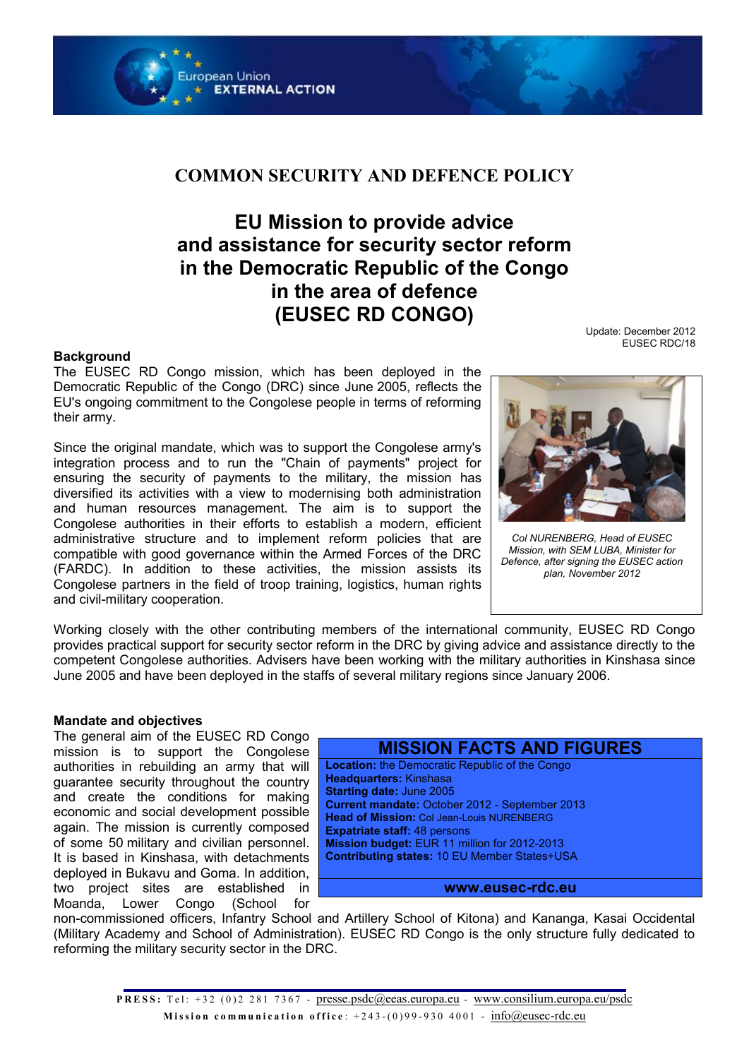European Union
EXTERNAL ACTION

# COMMON SECURITY AND DEFENCE POLICY

# EU Mission to provide advice and assistance for security sector reform in the Democratic Republic of the Congo in the area of defence (EUSEC RD CONGO)

Update: December 2012
EUSEC RDC/18

## Background

The EUSEC RD Congo mission, which has been deployed in the Democratic Republic of the Congo (DRC) since June 2005, reflects the EU's ongoing commitment to the Congolese people in terms of reforming their army.

Since the original mandate, which was to support the Congolese army's integration process and to run the "Chain of payments" project for ensuring the security of payments to the military, the mission has diversified its activities with a view to modernising both administration and human resources management. The aim is to support the Congolese authorities in their efforts to establish a modern, efficient administrative structure and to implement reform policies that are compatible with good governance within the Armed Forces of the DRC (FARDC). In addition to these activities, the mission assists its Congolese partners in the field of troop training, logistics, human rights and civil-military cooperation.

*Col NURENBERG, Head of EUSEC Mission, with SEM LUBA, Minister for Defence, after signing the EUSEC action plan, November 2012*

Working closely with the other contributing members of the international community, EUSEC RD Congo provides practical support for security sector reform in the DRC by giving advice and assistance directly to the competent Congolese authorities. Advisers have been working with the military authorities in Kinshasa since June 2005 and have been deployed in the staffs of several military regions since January 2006.

## Mandate and objectives

The general aim of the EUSEC RD Congo mission is to support the Congolese authorities in rebuilding an army that will guarantee security throughout the country and create the conditions for making economic and social development possible again. The mission is currently composed of some 50 military and civilian personnel. It is based in Kinshasa, with detachments deployed in Bukavu and Goma. In addition, two project sites are established in Moanda, Lower Congo (School for non-commissioned officers, Infantry School and Artillery School of Kitona) and Kananga, Kasai Occidental (Military Academy and School of Administration). EUSEC RD Congo is the only structure fully dedicated to reforming the military security sector in the DRC.

### MISSION FACTS AND FIGURES

**Location:** the Democratic Republic of the Congo
**Headquarters:** Kinshasa
**Starting date:** June 2005
**Current mandate:** October 2012 - September 2013
**Head of Mission:** Col Jean-Louis NURENBERG
**Expatriate staff:** 48 persons
**Mission budget:** EUR 11 million for 2012-2013
**Contributing states:** 10 EU Member States+USA

**www.eusec-rdc.eu**

**PRESS:** Tel: +32 (0)2 281 7367 - presse.psdc@eeas.europa.eu - www.consilium.europa.eu/psdc
**Mission communication office**: +243-(0)99-930 4001 - info@eusec-rdc.eu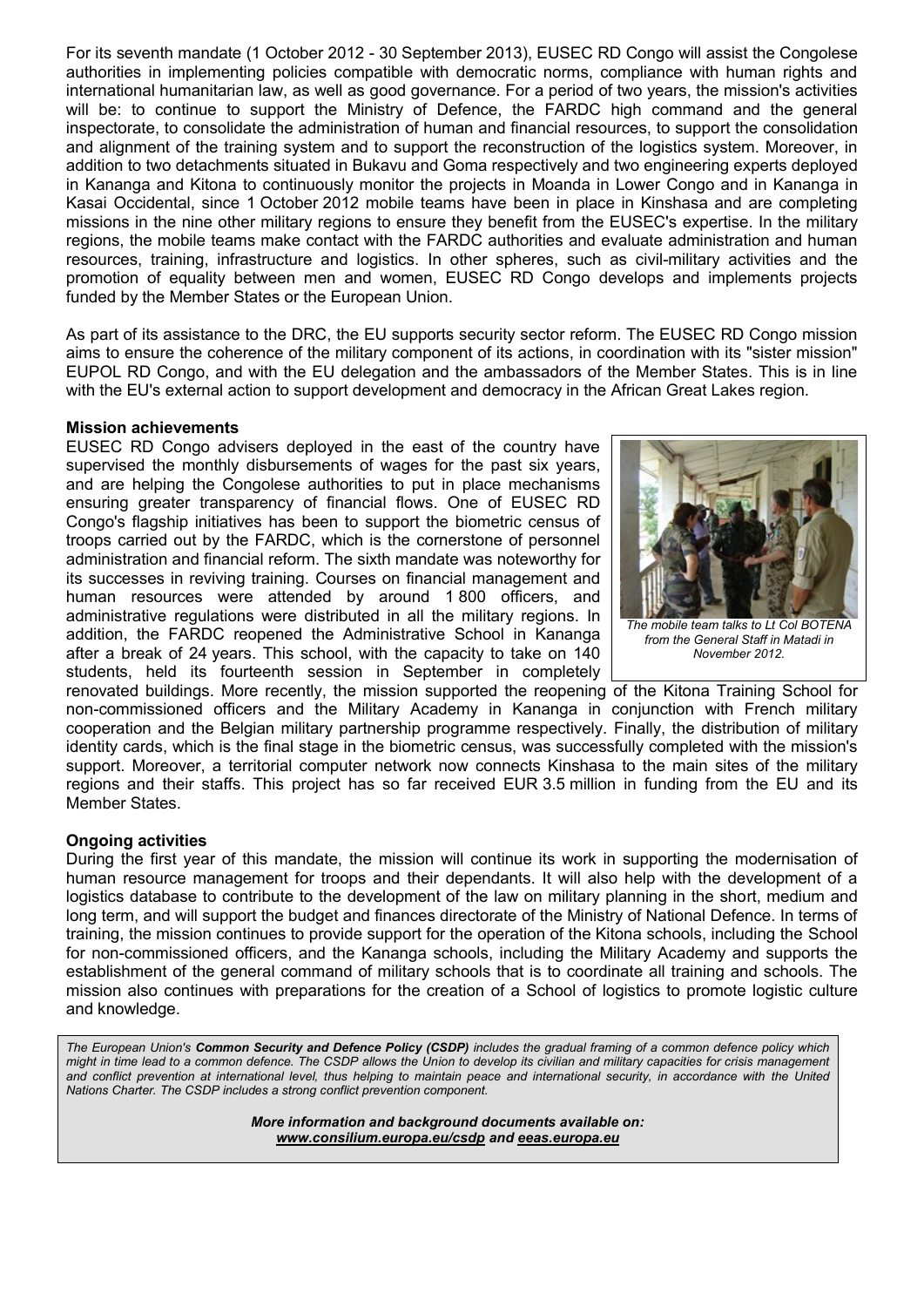For its seventh mandate (1 October 2012 - 30 September 2013), EUSEC RD Congo will assist the Congolese authorities in implementing policies compatible with democratic norms, compliance with human rights and international humanitarian law, as well as good governance. For a period of two years, the mission's activities will be: to continue to support the Ministry of Defence, the FARDC high command and the general inspectorate, to consolidate the administration of human and financial resources, to support the consolidation and alignment of the training system and to support the reconstruction of the logistics system. Moreover, in addition to two detachments situated in Bukavu and Goma respectively and two engineering experts deployed in Kananga and Kitona to continuously monitor the projects in Moanda in Lower Congo and in Kananga in Kasai Occidental, since 1 October 2012 mobile teams have been in place in Kinshasa and are completing missions in the nine other military regions to ensure they benefit from the EUSEC's expertise. In the military regions, the mobile teams make contact with the FARDC authorities and evaluate administration and human resources, training, infrastructure and logistics. In other spheres, such as civil-military activities and the promotion of equality between men and women, EUSEC RD Congo develops and implements projects funded by the Member States or the European Union.

As part of its assistance to the DRC, the EU supports security sector reform. The EUSEC RD Congo mission aims to ensure the coherence of the military component of its actions, in coordination with its "sister mission" EUPOL RD Congo, and with the EU delegation and the ambassadors of the Member States. This is in line with the EU's external action to support development and democracy in the African Great Lakes region.

**Mission achievements**

EUSEC RD Congo advisers deployed in the east of the country have supervised the monthly disbursements of wages for the past six years, and are helping the Congolese authorities to put in place mechanisms ensuring greater transparency of financial flows. One of EUSEC RD Congo's flagship initiatives has been to support the biometric census of troops carried out by the FARDC, which is the cornerstone of personnel administration and financial reform. The sixth mandate was noteworthy for its successes in reviving training. Courses on financial management and human resources were attended by around 1 800 officers, and administrative regulations were distributed in all the military regions. In addition, the FARDC reopened the Administrative School in Kananga after a break of 24 years. This school, with the capacity to take on 140 students, held its fourteenth session in September in completely renovated buildings. More recently, the mission supported the reopening of the Kitona Training School for non-commissioned officers and the Military Academy in Kananga in conjunction with French military cooperation and the Belgian military partnership programme respectively. Finally, the distribution of military identity cards, which is the final stage in the biometric census, was successfully completed with the mission's support. Moreover, a territorial computer network now connects Kinshasa to the main sites of the military regions and their staffs. This project has so far received EUR 3.5 million in funding from the EU and its Member States.

*The mobile team talks to Lt Col BOTENA from the General Staff in Matadi in November 2012.*

**Ongoing activities**

During the first year of this mandate, the mission will continue its work in supporting the modernisation of human resource management for troops and their dependants. It will also help with the development of a logistics database to contribute to the development of the law on military planning in the short, medium and long term, and will support the budget and finances directorate of the Ministry of National Defence. In terms of training, the mission continues to provide support for the operation of the Kitona schools, including the School for non-commissioned officers, and the Kananga schools, including the Military Academy and supports the establishment of the general command of military schools that is to coordinate all training and schools. The mission also continues with preparations for the creation of a School of logistics to promote logistic culture and knowledge.

*The European Union's **Common Security and Defence Policy (CSDP)** includes the gradual framing of a common defence policy which might in time lead to a common defence. The CSDP allows the Union to develop its civilian and military capacities for crisis management and conflict prevention at international level, thus helping to maintain peace and international security, in accordance with the United Nations Charter. The CSDP includes a strong conflict prevention component.*

***More information and background documents available on: www.consilium.europa.eu/csdp and eeas.europa.eu***